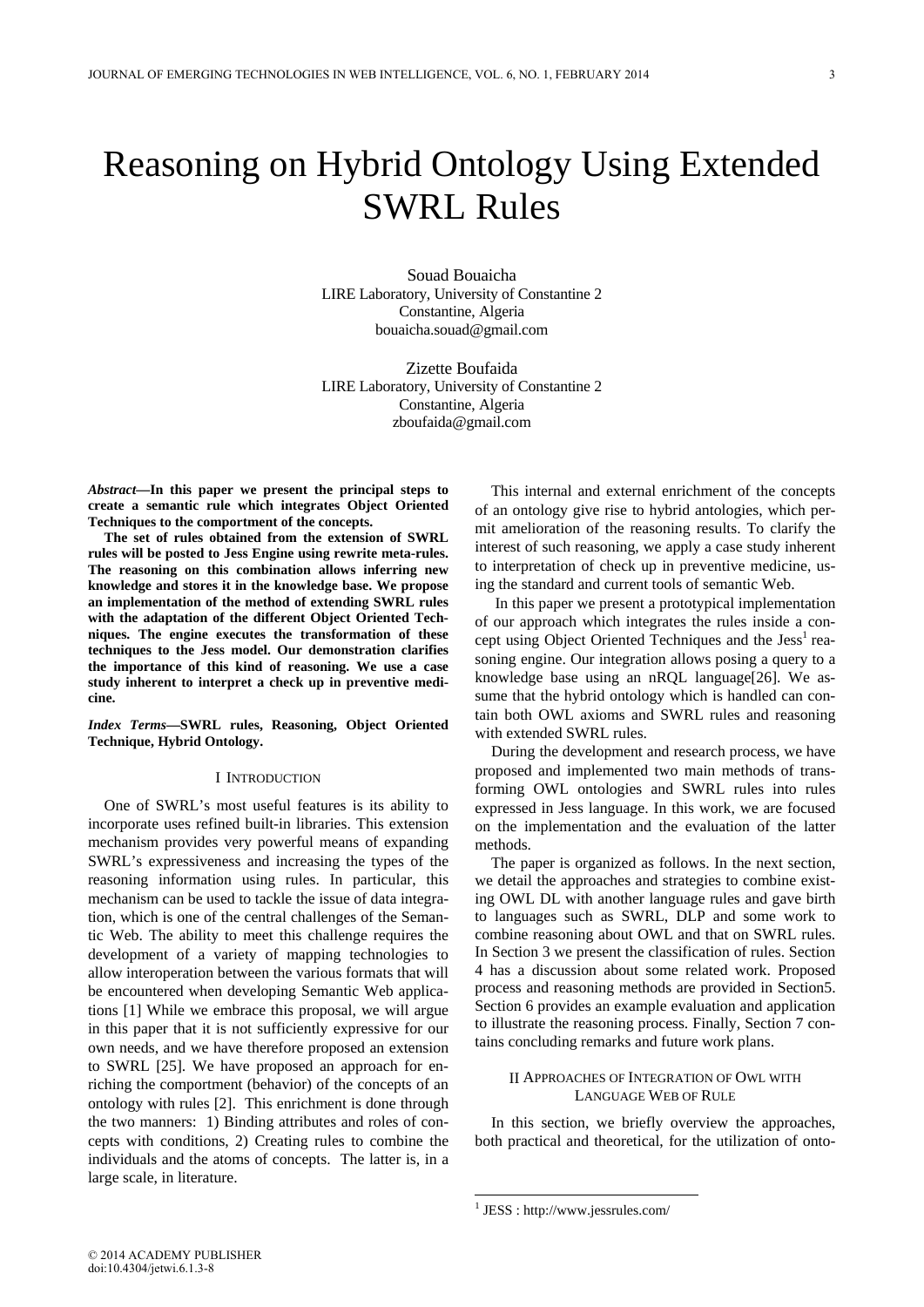# Reasoning on Hybrid Ontology Using Extended SWRL Rules

Souad Bouaicha
LIRE Laboratory, University of Constantine 2
Constantine, Algeria
bouaicha.souad@gmail.com

Zizette Boufaida
LIRE Laboratory, University of Constantine 2
Constantine, Algeria
zboufaida@gmail.com

***Abstract*—In this paper we present the principal steps to create a semantic rule which integrates Object Oriented Techniques to the comportment of the concepts.**

**The set of rules obtained from the extension of SWRL rules will be posted to Jess Engine using rewrite meta-rules. The reasoning on this combination allows inferring new knowledge and stores it in the knowledge base. We propose an implementation of the method of extending SWRL rules with the adaptation of the different Object Oriented Techniques. The engine executes the transformation of these techniques to the Jess model. Our demonstration clarifies the importance of this kind of reasoning. We use a case study inherent to interpret a check up in preventive medicine.**

***Index Terms*—SWRL rules, Reasoning, Object Oriented Technique, Hybrid Ontology.**

## I Introduction

One of SWRL's most useful features is its ability to incorporate uses refined built-in libraries. This extension mechanism provides very powerful means of expanding SWRL's expressiveness and increasing the types of the reasoning information using rules. In particular, this mechanism can be used to tackle the issue of data integration, which is one of the central challenges of the Semantic Web. The ability to meet this challenge requires the development of a variety of mapping technologies to allow interoperation between the various formats that will be encountered when developing Semantic Web applications [1] While we embrace this proposal, we will argue in this paper that it is not sufficiently expressive for our own needs, and we have therefore proposed an extension to SWRL [25]. We have proposed an approach for enriching the comportment (behavior) of the concepts of an ontology with rules [2]. This enrichment is done through the two manners: 1) Binding attributes and roles of concepts with conditions, 2) Creating rules to combine the individuals and the atoms of concepts. The latter is, in a large scale, in literature.

This internal and external enrichment of the concepts of an ontology give rise to hybrid antologies, which permit amelioration of the reasoning results. To clarify the interest of such reasoning, we apply a case study inherent to interpretation of check up in preventive medicine, using the standard and current tools of semantic Web.

In this paper we present a prototypical implementation of our approach which integrates the rules inside a concept using Object Oriented Techniques and the Jess[1] reasoning engine. Our integration allows posing a query to a knowledge base using an nRQL language[26]. We assume that the hybrid ontology which is handled can contain both OWL axioms and SWRL rules and reasoning with extended SWRL rules.

During the development and research process, we have proposed and implemented two main methods of transforming OWL ontologies and SWRL rules into rules expressed in Jess language. In this work, we are focused on the implementation and the evaluation of the latter methods.

The paper is organized as follows. In the next section, we detail the approaches and strategies to combine existing OWL DL with another language rules and gave birth to languages such as SWRL, DLP and some work to combine reasoning about OWL and that on SWRL rules. In Section 3 we present the classification of rules. Section 4 has a discussion about some related work. Proposed process and reasoning methods are provided in Section5. Section 6 provides an example evaluation and application to illustrate the reasoning process. Finally, Section 7 contains concluding remarks and future work plans.

## II Approaches of Integration of Owl with Language Web of Rule

In this section, we briefly overview the approaches, both practical and theoretical, for the utilization of onto-

[1] JESS : http://www.jessrules.com/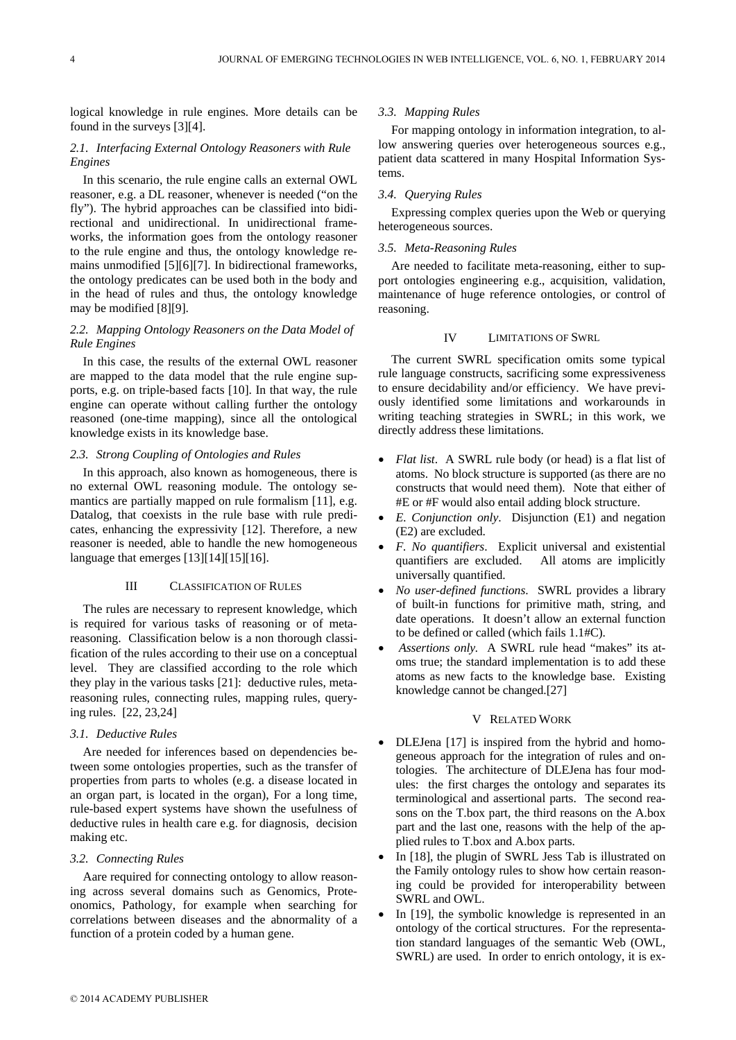logical knowledge in rule engines. More details can be found in the surveys [3][4].

### 2.1. Interfacing External Ontology Reasoners with Rule Engines

In this scenario, the rule engine calls an external OWL reasoner, e.g. a DL reasoner, whenever is needed ("on the fly"). The hybrid approaches can be classified into bidirectional and unidirectional. In unidirectional frameworks, the information goes from the ontology reasoner to the rule engine and thus, the ontology knowledge remains unmodified [5][6][7]. In bidirectional frameworks, the ontology predicates can be used both in the body and in the head of rules and thus, the ontology knowledge may be modified [8][9].

### 2.2. Mapping Ontology Reasoners on the Data Model of Rule Engines

In this case, the results of the external OWL reasoner are mapped to the data model that the rule engine supports, e.g. on triple-based facts [10]. In that way, the rule engine can operate without calling further the ontology reasoned (one-time mapping), since all the ontological knowledge exists in its knowledge base.

### 2.3. Strong Coupling of Ontologies and Rules

In this approach, also known as homogeneous, there is no external OWL reasoning module. The ontology semantics are partially mapped on rule formalism [11], e.g. Datalog, that coexists in the rule base with rule predicates, enhancing the expressivity [12]. Therefore, a new reasoner is needed, able to handle the new homogeneous language that emerges [13][14][15][16].

## III CLASSIFICATION OF RULES

The rules are necessary to represent knowledge, which is required for various tasks of reasoning or of meta-reasoning. Classification below is a non thorough classification of the rules according to their use on a conceptual level. They are classified according to the role which they play in the various tasks [21]: deductive rules, meta-reasoning rules, connecting rules, mapping rules, querying rules. [22, 23,24]

### 3.1. Deductive Rules

Are needed for inferences based on dependencies between some ontologies properties, such as the transfer of properties from parts to wholes (e.g. a disease located in an organ part, is located in the organ), For a long time, rule-based expert systems have shown the usefulness of deductive rules in health care e.g. for diagnosis, decision making etc.

### 3.2. Connecting Rules

Aare required for connecting ontology to allow reasoning across several domains such as Genomics, Proteonomics, Pathology, for example when searching for correlations between diseases and the abnormality of a function of a protein coded by a human gene.

### 3.3. Mapping Rules

For mapping ontology in information integration, to allow answering queries over heterogeneous sources e.g., patient data scattered in many Hospital Information Systems.

### 3.4. Querying Rules

Expressing complex queries upon the Web or querying heterogeneous sources.

### 3.5. Meta-Reasoning Rules

Are needed to facilitate meta-reasoning, either to support ontologies engineering e.g., acquisition, validation, maintenance of huge reference ontologies, or control of reasoning.

## IV LIMITATIONS OF SWRL

The current SWRL specification omits some typical rule language constructs, sacrificing some expressiveness to ensure decidability and/or efficiency. We have previously identified some limitations and workarounds in writing teaching strategies in SWRL; in this work, we directly address these limitations.

- *Flat list*. A SWRL rule body (or head) is a flat list of atoms. No block structure is supported (as there are no constructs that would need them). Note that either of #E or #F would also entail adding block structure.
- *E. Conjunction only*. Disjunction (E1) and negation (E2) are excluded.
- *F. No quantifiers*. Explicit universal and existential quantifiers are excluded. All atoms are implicitly universally quantified.
- *No user-defined functions*. SWRL provides a library of built-in functions for primitive math, string, and date operations. It doesn't allow an external function to be defined or called (which fails 1.1#C).
- *Assertions only*. A SWRL rule head "makes" its atoms true; the standard implementation is to add these atoms as new facts to the knowledge base. Existing knowledge cannot be changed.[27]

## V RELATED WORK

- DLEJena [17] is inspired from the hybrid and homogeneous approach for the integration of rules and ontologies. The architecture of DLEJena has four modules: the first charges the ontology and separates its terminological and assertional parts. The second reasons on the T.box part, the third reasons on the A.box part and the last one, reasons with the help of the applied rules to T.box and A.box parts.
- In [18], the plugin of SWRL Jess Tab is illustrated on the Family ontology rules to show how certain reasoning could be provided for interoperability between SWRL and OWL.
- In [19], the symbolic knowledge is represented in an ontology of the cortical structures. For the representation standard languages of the semantic Web (OWL, SWRL) are used. In order to enrich ontology, it is ex-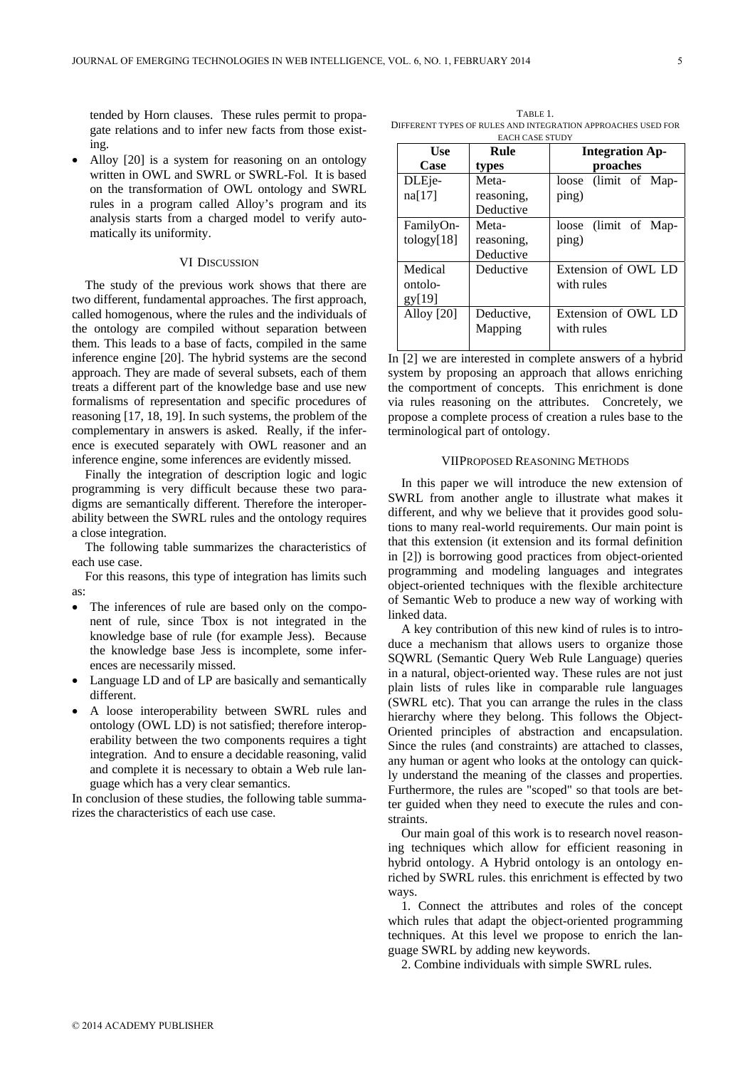tended by Horn clauses. These rules permit to propagate relations and to infer new facts from those existing.

- Alloy [20] is a system for reasoning on an ontology written in OWL and SWRL or SWRL-Fol. It is based on the transformation of OWL ontology and SWRL rules in a program called Alloy's program and its analysis starts from a charged model to verify automatically its uniformity.

## VI Discussion

The study of the previous work shows that there are two different, fundamental approaches. The first approach, called homogenous, where the rules and the individuals of the ontology are compiled without separation between them. This leads to a base of facts, compiled in the same inference engine [20]. The hybrid systems are the second approach. They are made of several subsets, each of them treats a different part of the knowledge base and use new formalisms of representation and specific procedures of reasoning [17, 18, 19]. In such systems, the problem of the complementary in answers is asked. Really, if the inference is executed separately with OWL reasoner and an inference engine, some inferences are evidently missed.

Finally the integration of description logic and logic programming is very difficult because these two paradigms are semantically different. Therefore the interoperability between the SWRL rules and the ontology requires a close integration.

The following table summarizes the characteristics of each use case.

For this reasons, this type of integration has limits such as:

- The inferences of rule are based only on the component of rule, since Tbox is not integrated in the knowledge base of rule (for example Jess). Because the knowledge base Jess is incomplete, some inferences are necessarily missed.
- Language LD and of LP are basically and semantically different.
- A loose interoperability between SWRL rules and ontology (OWL LD) is not satisfied; therefore interoperability between the two components requires a tight integration. And to ensure a decidable reasoning, valid and complete it is necessary to obtain a Web rule language which has a very clear semantics.

In conclusion of these studies, the following table summarizes the characteristics of each use case.

TABLE 1.
DIFFERENT TYPES OF RULES AND INTEGRATION APPROACHES USED FOR EACH CASE STUDY

| Use Case | Rule types | Integration Approaches |
|---|---|---|
| DLEjena[17] | Meta-reasoning, Deductive | loose (limit of Mapping) |
| FamilyOntology[18] | Meta-reasoning, Deductive | loose (limit of Mapping) |
| Medical ontology[19] | Deductive | Extension of OWL LD with rules |
| Alloy [20] | Deductive, Mapping | Extension of OWL LD with rules |

In [2] we are interested in complete answers of a hybrid system by proposing an approach that allows enriching the comportment of concepts. This enrichment is done via rules reasoning on the attributes. Concretely, we propose a complete process of creation a rules base to the terminological part of ontology.

## VII Proposed Reasoning Methods

In this paper we will introduce the new extension of SWRL from another angle to illustrate what makes it different, and why we believe that it provides good solutions to many real-world requirements. Our main point is that this extension (it extension and its formal definition in [2]) is borrowing good practices from object-oriented programming and modeling languages and integrates object-oriented techniques with the flexible architecture of Semantic Web to produce a new way of working with linked data.

A key contribution of this new kind of rules is to introduce a mechanism that allows users to organize those SQWRL (Semantic Query Web Rule Language) queries in a natural, object-oriented way. These rules are not just plain lists of rules like in comparable rule languages (SWRL etc). That you can arrange the rules in the class hierarchy where they belong. This follows the Object-Oriented principles of abstraction and encapsulation. Since the rules (and constraints) are attached to classes, any human or agent who looks at the ontology can quickly understand the meaning of the classes and properties. Furthermore, the rules are "scoped" so that tools are better guided when they need to execute the rules and constraints.

Our main goal of this work is to research novel reasoning techniques which allow for efficient reasoning in hybrid ontology. A Hybrid ontology is an ontology enriched by SWRL rules. this enrichment is effected by two ways.

1. Connect the attributes and roles of the concept which rules that adapt the object-oriented programming techniques. At this level we propose to enrich the language SWRL by adding new keywords.

2. Combine individuals with simple SWRL rules.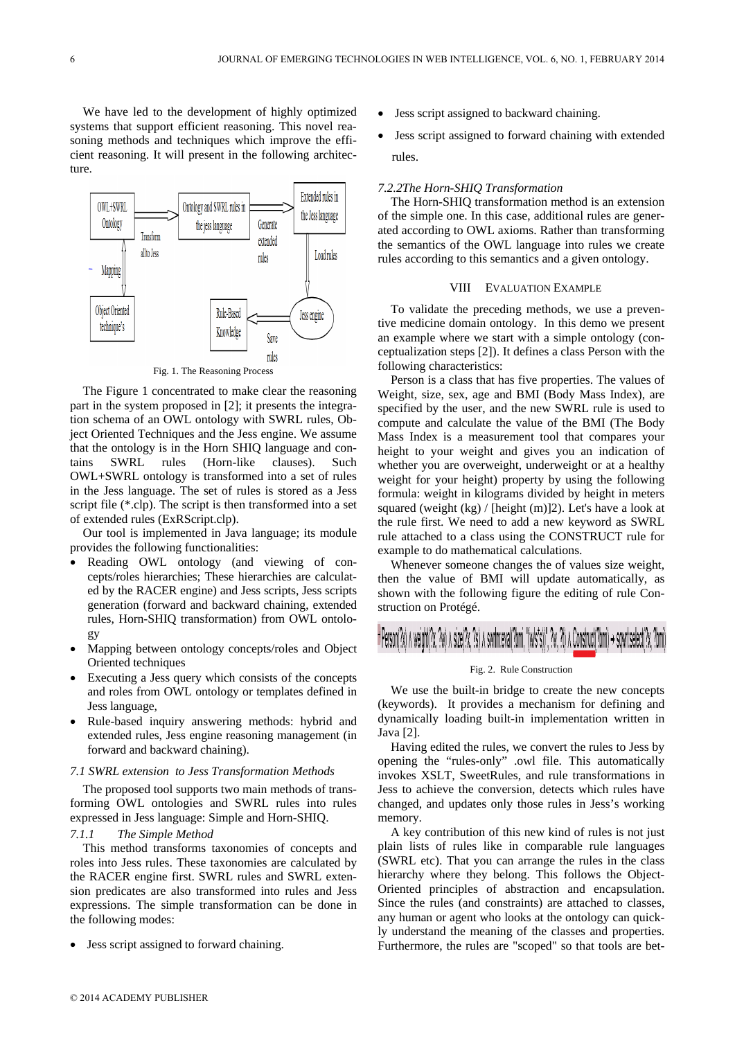We have led to the development of highly optimized systems that support efficient reasoning. This novel reasoning methods and techniques which improve the efficient reasoning. It will present in the following architecture.

Fig. 1. The Reasoning Process

The Figure 1 concentrated to make clear the reasoning part in the system proposed in [2]; it presents the integration schema of an OWL ontology with SWRL rules, Object Oriented Techniques and the Jess engine. We assume that the ontology is in the Horn SHIQ language and contains SWRL rules (Horn-like clauses). Such OWL+SWRL ontology is transformed into a set of rules in the Jess language. The set of rules is stored as a Jess script file (*.clp). The script is then transformed into a set of extended rules (ExRScript.clp).

Our tool is implemented in Java language; its module provides the following functionalities:

- Reading OWL ontology (and viewing of concepts/roles hierarchies; These hierarchies are calculated by the RACER engine) and Jess scripts, Jess scripts generation (forward and backward chaining, extended rules, Horn-SHIQ transformation) from OWL ontology
- Mapping between ontology concepts/roles and Object Oriented techniques
- Executing a Jess query which consists of the concepts and roles from OWL ontology or templates defined in Jess language,
- Rule-based inquiry answering methods: hybrid and extended rules, Jess engine reasoning management (in forward and backward chaining).

### *7.1 SWRL extension to Jess Transformation Methods*

The proposed tool supports two main methods of transforming OWL ontologies and SWRL rules into rules expressed in Jess language: Simple and Horn-SHIQ.

#### *7.1.1 The Simple Method*

This method transforms taxonomies of concepts and roles into Jess rules. These taxonomies are calculated by the RACER engine first. SWRL rules and SWRL extension predicates are also transformed into rules and Jess expressions. The simple transformation can be done in the following modes:

- Jess script assigned to forward chaining.
- Jess script assigned to backward chaining.
- Jess script assigned to forward chaining with extended rules.

#### *7.2.2The Horn-SHIQ Transformation*

The Horn-SHIQ transformation method is an extension of the simple one. In this case, additional rules are generated according to OWL axioms. Rather than transforming the semantics of the OWL language into rules we create rules according to this semantics and a given ontology.

## VIII EVALUATION EXAMPLE

To validate the preceding methods, we use a preventive medicine domain ontology. In this demo we present an example where we start with a simple ontology (conceptualization steps [2]). It defines a class Person with the following characteristics:

Person is a class that has five properties. The values of Weight, size, sex, age and BMI (Body Mass Index), are specified by the user, and the new SWRL rule is used to compute and calculate the value of the BMI (The Body Mass Index is a measurement tool that compares your height to your weight and gives you an indication of whether you are overweight, underweight or at a healthy weight for your height) property by using the following formula: weight in kilograms divided by height in meters squared (weight (kg) / [height (m)]2). Let's have a look at the rule first. We need to add a new keyword as SWRL rule attached to a class using the CONSTRUCT rule for example to do mathematical calculations.

Whenever someone changes the of values size weight, then the value of BMI will update automatically, as shown with the following figure the editing of rule Construction on Protégé.

Fig. 2. Rule Construction

We use the built-in bridge to create the new concepts (keywords). It provides a mechanism for defining and dynamically loading built-in implementation written in Java [2].

Having edited the rules, we convert the rules to Jess by opening the "rules-only" .owl file. This automatically invokes XSLT, SweetRules, and rule transformations in Jess to achieve the conversion, detects which rules have changed, and updates only those rules in Jess's working memory.

A key contribution of this new kind of rules is not just plain lists of rules like in comparable rule languages (SWRL etc). That you can arrange the rules in the class hierarchy where they belong. This follows the Object-Oriented principles of abstraction and encapsulation. Since the rules (and constraints) are attached to classes, any human or agent who looks at the ontology can quickly understand the meaning of the classes and properties. Furthermore, the rules are "scoped" so that tools are bet-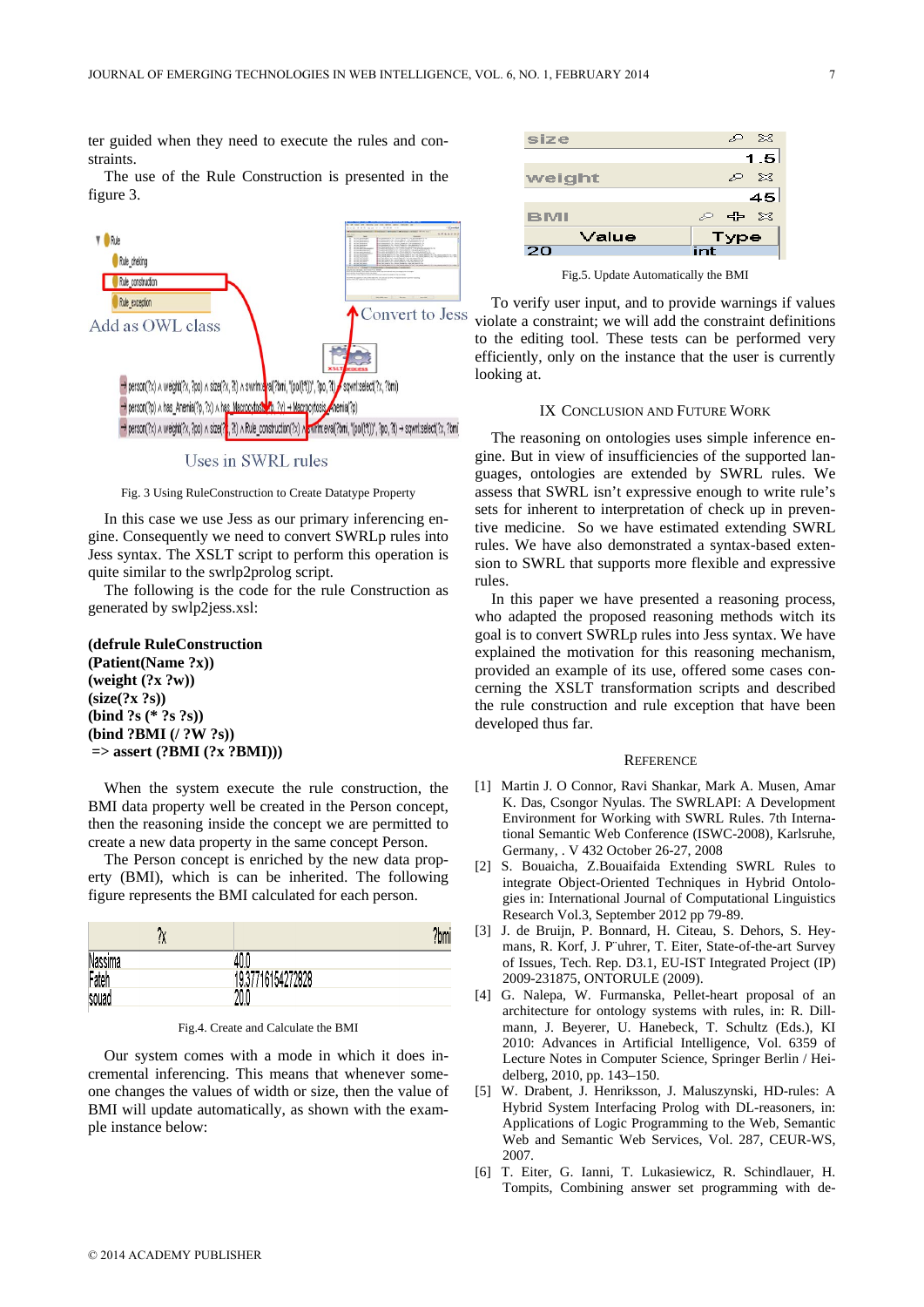ter guided when they need to execute the rules and constraints.

The use of the Rule Construction is presented in the figure 3.

Fig. 3 Using RuleConstruction to Create Datatype Property

In this case we use Jess as our primary inferencing engine. Consequently we need to convert SWRLp rules into Jess syntax. The XSLT script to perform this operation is quite similar to the swrlp2prolog script.

The following is the code for the rule Construction as generated by swlp2jess.xsl:

```
(defrule RuleConstruction
(Patient(Name ?x))
(weight (?x ?w))
(size(?x ?s))
(bind ?s (* ?s ?s))
(bind ?BMI (/ ?W ?s))
 => assert (?BMI (?x ?BMI)))
```

When the system execute the rule construction, the BMI data property well be created in the Person concept, then the reasoning inside the concept we are permitted to create a new data property in the same concept Person.

The Person concept is enriched by the new data property (BMI), which is can be inherited. The following figure represents the BMI calculated for each person.

| ?x | ?bmi |
|---|---|
| Nassima | 40.0 |
| Fateh | 19.37716154272828 |
| souad | 20.0 |

Fig.4. Create and Calculate the BMI

Our system comes with a mode in which it does incremental inferencing. This means that whenever someone changes the values of width or size, then the value of BMI will update automatically, as shown with the example instance below:

Fig.5. Update Automatically the BMI

To verify user input, and to provide warnings if values violate a constraint; we will add the constraint definitions to the editing tool. These tests can be performed very efficiently, only on the instance that the user is currently looking at.

## IX Conclusion and Future Work

The reasoning on ontologies uses simple inference engine. But in view of insufficiencies of the supported languages, ontologies are extended by SWRL rules. We assess that SWRL isn't expressive enough to write rule's sets for inherent to interpretation of check up in preventive medicine. So we have estimated extending SWRL rules. We have also demonstrated a syntax-based extension to SWRL that supports more flexible and expressive rules.

In this paper we have presented a reasoning process, who adapted the proposed reasoning methods witch its goal is to convert SWRLp rules into Jess syntax. We have explained the motivation for this reasoning mechanism, provided an example of its use, offered some cases concerning the XSLT transformation scripts and described the rule construction and rule exception that have been developed thus far.

## Reference

[1] Martin J. O Connor, Ravi Shankar, Mark A. Musen, Amar K. Das, Csongor Nyulas. The SWRLAPI: A Development Environment for Working with SWRL Rules. 7th International Semantic Web Conference (ISWC-2008), Karlsruhe, Germany, . V 432 October 26-27, 2008

[2] S. Bouaicha, Z.Bouaifaida Extending SWRL Rules to integrate Object-Oriented Techniques in Hybrid Ontologies in: International Journal of Computational Linguistics Research Vol.3, September 2012 pp 79-89.

[3] J. de Bruijn, P. Bonnard, H. Citeau, S. Dehors, S. Heymans, R. Korf, J. P¨uhrer, T. Eiter, State-of-the-art Survey of Issues, Tech. Rep. D3.1, EU-IST Integrated Project (IP) 2009-231875, ONTORULE (2009).

[4] G. Nalepa, W. Furmanska, Pellet-heart proposal of an architecture for ontology systems with rules, in: R. Dillmann, J. Beyerer, U. Hanebeck, T. Schultz (Eds.), KI 2010: Advances in Artificial Intelligence, Vol. 6359 of Lecture Notes in Computer Science, Springer Berlin / Heidelberg, 2010, pp. 143–150.

[5] W. Drabent, J. Henriksson, J. Maluszynski, HD-rules: A Hybrid System Interfacing Prolog with DL-reasoners, in: Applications of Logic Programming to the Web, Semantic Web and Semantic Web Services, Vol. 287, CEUR-WS, 2007.

[6] T. Eiter, G. Ianni, T. Lukasiewicz, R. Schindlauer, H. Tompits, Combining answer set programming with de-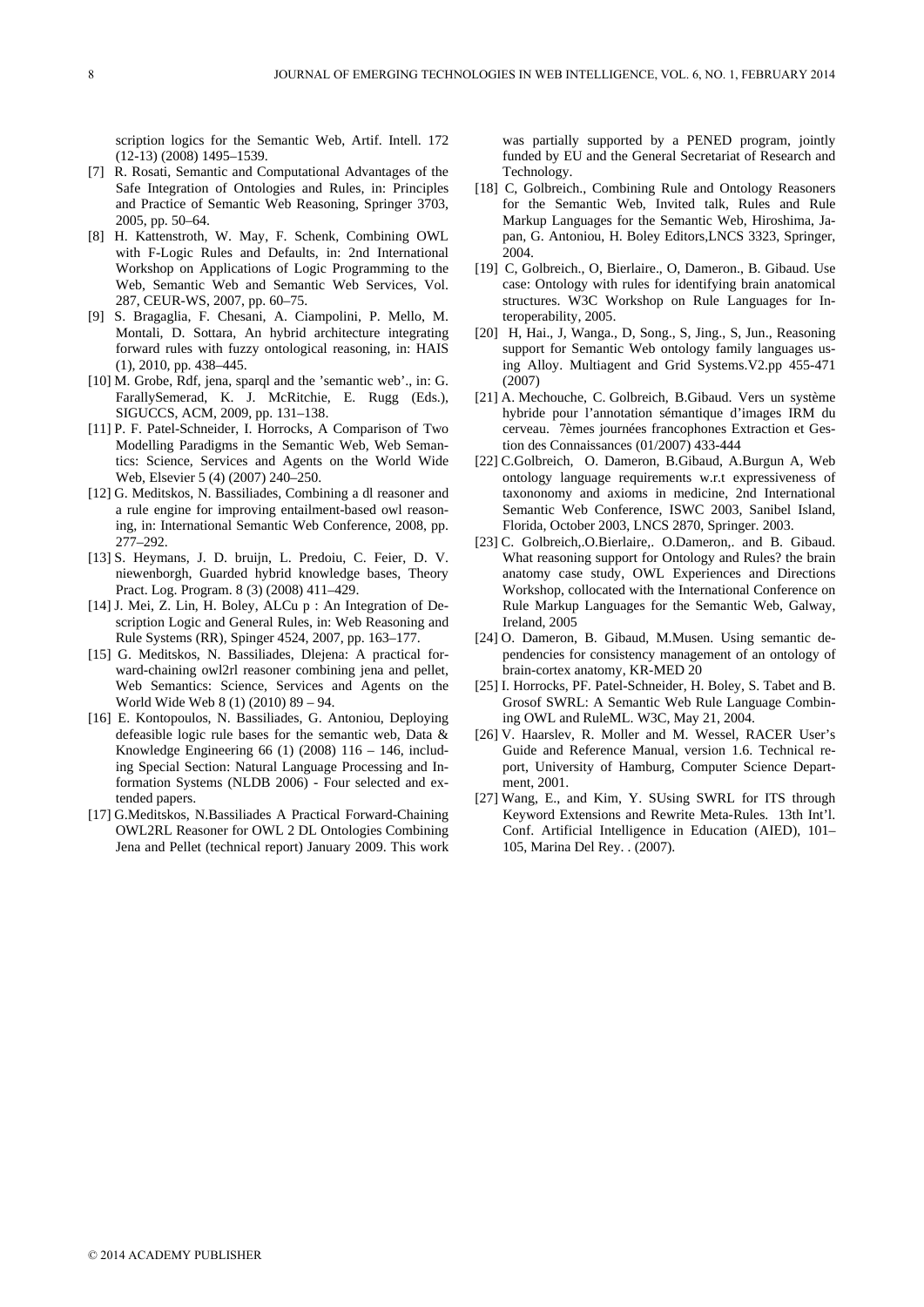scription logics for the Semantic Web, Artif. Intell. 172 (12-13) (2008) 1495–1539.

[7] R. Rosati, Semantic and Computational Advantages of the Safe Integration of Ontologies and Rules, in: Principles and Practice of Semantic Web Reasoning, Springer 3703, 2005, pp. 50–64.

[8] H. Kattenstroth, W. May, F. Schenk, Combining OWL with F-Logic Rules and Defaults, in: 2nd International Workshop on Applications of Logic Programming to the Web, Semantic Web and Semantic Web Services, Vol. 287, CEUR-WS, 2007, pp. 60–75.

[9] S. Bragaglia, F. Chesani, A. Ciampolini, P. Mello, M. Montali, D. Sottara, An hybrid architecture integrating forward rules with fuzzy ontological reasoning, in: HAIS (1), 2010, pp. 438–445.

[10] M. Grobe, Rdf, jena, sparql and the 'semantic web'., in: G. FarallySemerad, K. J. McRitchie, E. Rugg (Eds.), SIGUCCS, ACM, 2009, pp. 131–138.

[11] P. F. Patel-Schneider, I. Horrocks, A Comparison of Two Modelling Paradigms in the Semantic Web, Web Semantics: Science, Services and Agents on the World Wide Web, Elsevier 5 (4) (2007) 240–250.

[12] G. Meditskos, N. Bassiliades, Combining a dl reasoner and a rule engine for improving entailment-based owl reasoning, in: International Semantic Web Conference, 2008, pp. 277–292.

[13] S. Heymans, J. D. bruijn, L. Predoiu, C. Feier, D. V. niewenborgh, Guarded hybrid knowledge bases, Theory Pract. Log. Program. 8 (3) (2008) 411–429.

[14] J. Mei, Z. Lin, H. Boley, ALCu p : An Integration of Description Logic and General Rules, in: Web Reasoning and Rule Systems (RR), Spinger 4524, 2007, pp. 163–177.

[15] G. Meditskos, N. Bassiliades, Dlejena: A practical forward-chaining owl2rl reasoner combining jena and pellet, Web Semantics: Science, Services and Agents on the World Wide Web 8 (1) (2010) 89 – 94.

[16] E. Kontopoulos, N. Bassiliades, G. Antoniou, Deploying defeasible logic rule bases for the semantic web, Data & Knowledge Engineering 66 (1) (2008) 116 – 146, including Special Section: Natural Language Processing and Information Systems (NLDB 2006) - Four selected and extended papers.

[17] G.Meditskos, N.Bassiliades A Practical Forward-Chaining OWL2RL Reasoner for OWL 2 DL Ontologies Combining Jena and Pellet (technical report) January 2009. This work was partially supported by a PENED program, jointly funded by EU and the General Secretariat of Research and Technology.

[18] C, Golbreich., Combining Rule and Ontology Reasoners for the Semantic Web, Invited talk, Rules and Rule Markup Languages for the Semantic Web, Hiroshima, Japan, G. Antoniou, H. Boley Editors,LNCS 3323, Springer, 2004.

[19] C, Golbreich., O, Bierlaire., O, Dameron., B. Gibaud. Use case: Ontology with rules for identifying brain anatomical structures. W3C Workshop on Rule Languages for Interoperability, 2005.

[20] H, Hai., J, Wanga., D, Song., S, Jing., S, Jun., Reasoning support for Semantic Web ontology family languages using Alloy. Multiagent and Grid Systems.V2.pp 455-471 (2007)

[21] A. Mechouche, C. Golbreich, B.Gibaud. Vers un système hybride pour l'annotation sémantique d'images IRM du cerveau. 7èmes journées francophones Extraction et Gestion des Connaissances (01/2007) 433-444

[22] C.Golbreich, O. Dameron, B.Gibaud, A.Burgun A, Web ontology language requirements w.r.t expressiveness of taxononomy and axioms in medicine, 2nd International Semantic Web Conference, ISWC 2003, Sanibel Island, Florida, October 2003, LNCS 2870, Springer. 2003.

[23] C. Golbreich,.O.Bierlaire,. O.Dameron,. and B. Gibaud. What reasoning support for Ontology and Rules? the brain anatomy case study, OWL Experiences and Directions Workshop, collocated with the International Conference on Rule Markup Languages for the Semantic Web, Galway, Ireland, 2005

[24] O. Dameron, B. Gibaud, M.Musen. Using semantic dependencies for consistency management of an ontology of brain-cortex anatomy, KR-MED 20

[25] I. Horrocks, PF. Patel-Schneider, H. Boley, S. Tabet and B. Grosof SWRL: A Semantic Web Rule Language Combining OWL and RuleML. W3C, May 21, 2004.

[26] V. Haarslev, R. Moller and M. Wessel, RACER User's Guide and Reference Manual, version 1.6. Technical report, University of Hamburg, Computer Science Department, 2001.

[27] Wang, E., and Kim, Y. SUsing SWRL for ITS through Keyword Extensions and Rewrite Meta-Rules. 13th Int'l. Conf. Artificial Intelligence in Education (AIED), 101–105, Marina Del Rey. . (2007).